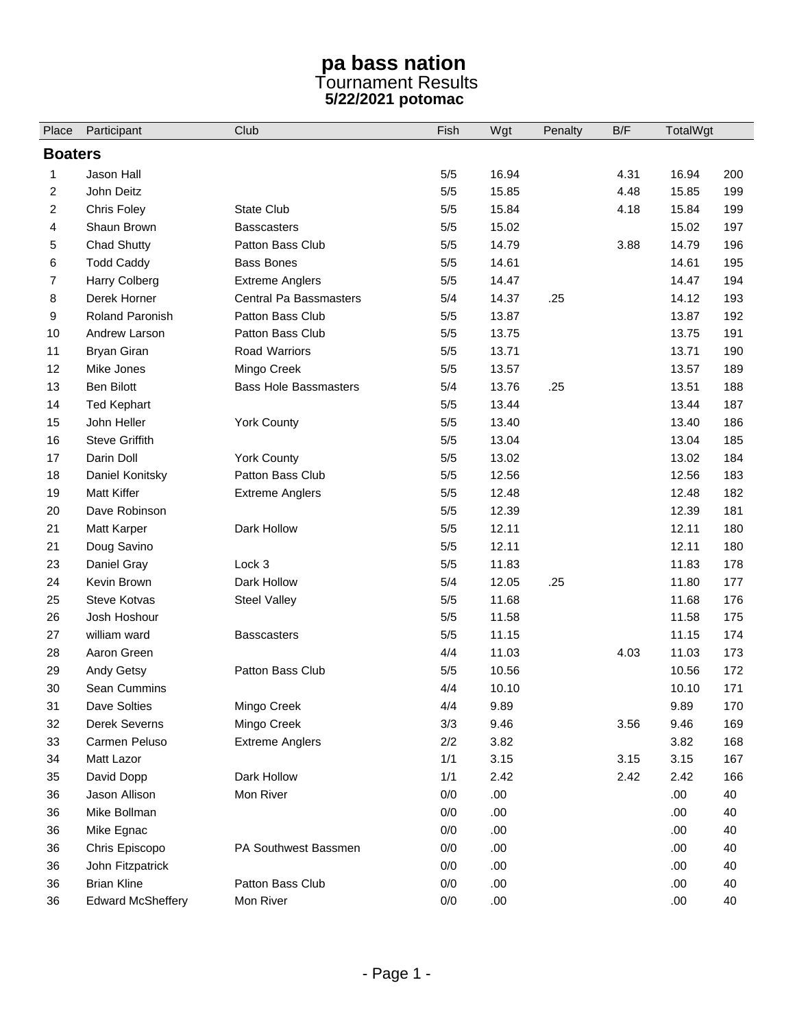# pa bass nation

## Tournament Results

**5/22/2021 potomac**

| Place | Participant | Club | Fish | Wgt | Penalty | B/F | TotalWgt | |
|---|---|---|---|---|---|---|---|---|
| **Boaters** | | | | | | | | |
| 1 | Jason Hall | | 5/5 | 16.94 | | 4.31 | 16.94 | 200 |
| 2 | John Deitz | | 5/5 | 15.85 | | 4.48 | 15.85 | 199 |
| 2 | Chris Foley | State Club | 5/5 | 15.84 | | 4.18 | 15.84 | 199 |
| 4 | Shaun Brown | Basscasters | 5/5 | 15.02 | | | 15.02 | 197 |
| 5 | Chad Shutty | Patton Bass Club | 5/5 | 14.79 | | 3.88 | 14.79 | 196 |
| 6 | Todd Caddy | Bass Bones | 5/5 | 14.61 | | | 14.61 | 195 |
| 7 | Harry Colberg | Extreme Anglers | 5/5 | 14.47 | | | 14.47 | 194 |
| 8 | Derek Horner | Central Pa Bassmasters | 5/4 | 14.37 | .25 | | 14.12 | 193 |
| 9 | Roland Paronish | Patton Bass Club | 5/5 | 13.87 | | | 13.87 | 192 |
| 10 | Andrew Larson | Patton Bass Club | 5/5 | 13.75 | | | 13.75 | 191 |
| 11 | Bryan Giran | Road Warriors | 5/5 | 13.71 | | | 13.71 | 190 |
| 12 | Mike Jones | Mingo Creek | 5/5 | 13.57 | | | 13.57 | 189 |
| 13 | Ben Bilott | Bass Hole Bassmasters | 5/4 | 13.76 | .25 | | 13.51 | 188 |
| 14 | Ted Kephart | | 5/5 | 13.44 | | | 13.44 | 187 |
| 15 | John Heller | York County | 5/5 | 13.40 | | | 13.40 | 186 |
| 16 | Steve Griffith | | 5/5 | 13.04 | | | 13.04 | 185 |
| 17 | Darin Doll | York County | 5/5 | 13.02 | | | 13.02 | 184 |
| 18 | Daniel Konitsky | Patton Bass Club | 5/5 | 12.56 | | | 12.56 | 183 |
| 19 | Matt Kiffer | Extreme Anglers | 5/5 | 12.48 | | | 12.48 | 182 |
| 20 | Dave Robinson | | 5/5 | 12.39 | | | 12.39 | 181 |
| 21 | Matt Karper | Dark Hollow | 5/5 | 12.11 | | | 12.11 | 180 |
| 21 | Doug Savino | | 5/5 | 12.11 | | | 12.11 | 180 |
| 23 | Daniel Gray | Lock 3 | 5/5 | 11.83 | | | 11.83 | 178 |
| 24 | Kevin Brown | Dark Hollow | 5/4 | 12.05 | .25 | | 11.80 | 177 |
| 25 | Steve Kotvas | Steel Valley | 5/5 | 11.68 | | | 11.68 | 176 |
| 26 | Josh Hoshour | | 5/5 | 11.58 | | | 11.58 | 175 |
| 27 | william ward | Basscasters | 5/5 | 11.15 | | | 11.15 | 174 |
| 28 | Aaron Green | | 4/4 | 11.03 | | 4.03 | 11.03 | 173 |
| 29 | Andy Getsy | Patton Bass Club | 5/5 | 10.56 | | | 10.56 | 172 |
| 30 | Sean Cummins | | 4/4 | 10.10 | | | 10.10 | 171 |
| 31 | Dave Solties | Mingo Creek | 4/4 | 9.89 | | | 9.89 | 170 |
| 32 | Derek Severns | Mingo Creek | 3/3 | 9.46 | | 3.56 | 9.46 | 169 |
| 33 | Carmen Peluso | Extreme Anglers | 2/2 | 3.82 | | | 3.82 | 168 |
| 34 | Matt Lazor | | 1/1 | 3.15 | | 3.15 | 3.15 | 167 |
| 35 | David Dopp | Dark Hollow | 1/1 | 2.42 | | 2.42 | 2.42 | 166 |
| 36 | Jason Allison | Mon River | 0/0 | .00 | | | .00 | 40 |
| 36 | Mike Bollman | | 0/0 | .00 | | | .00 | 40 |
| 36 | Mike Egnac | | 0/0 | .00 | | | .00 | 40 |
| 36 | Chris Episcopo | PA Southwest Bassmen | 0/0 | .00 | | | .00 | 40 |
| 36 | John Fitzpatrick | | 0/0 | .00 | | | .00 | 40 |
| 36 | Brian Kline | Patton Bass Club | 0/0 | .00 | | | .00 | 40 |
| 36 | Edward McSheffery | Mon River | 0/0 | .00 | | | .00 | 40 |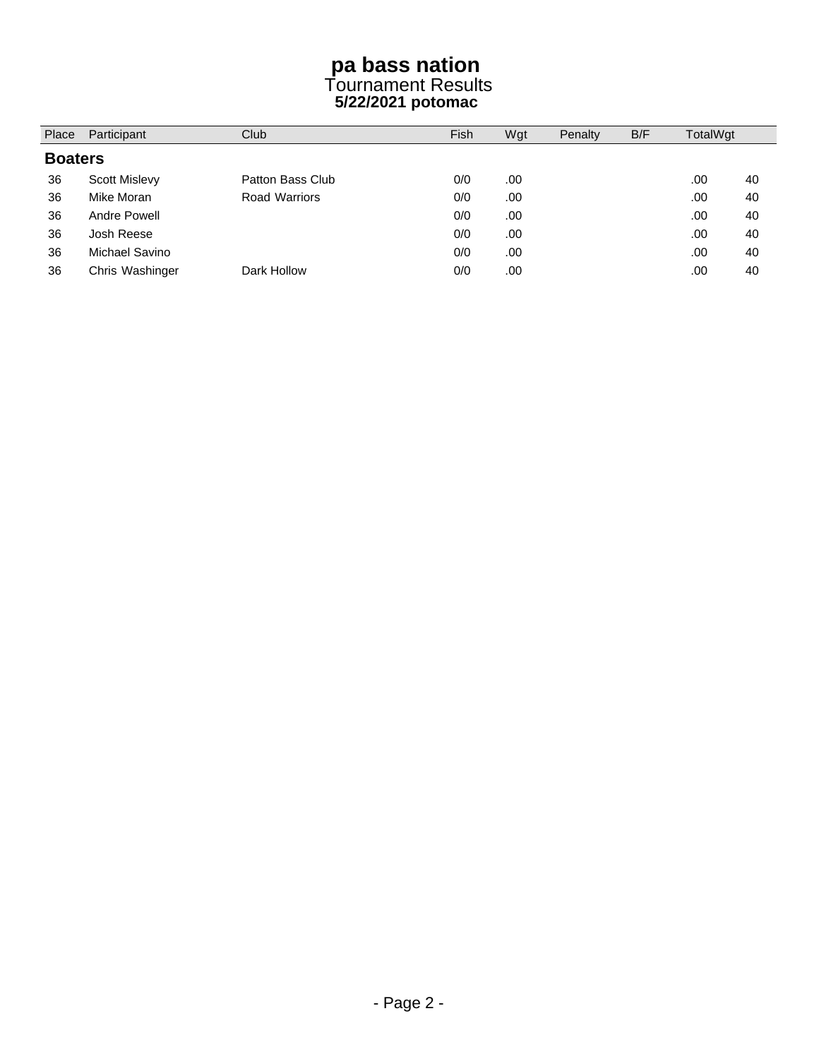# pa bass nation

## Tournament Results

### 5/22/2021 potomac

| Place | Participant | Club | Fish | Wgt | Penalty | B/F | TotalWgt | |
|---|---|---|---|---|---|---|---|---|
| **Boaters** | | | | | | | | |
| 36 | Scott Mislevy | Patton Bass Club | 0/0 | .00 | | | .00 | 40 |
| 36 | Mike Moran | Road Warriors | 0/0 | .00 | | | .00 | 40 |
| 36 | Andre Powell | | 0/0 | .00 | | | .00 | 40 |
| 36 | Josh Reese | | 0/0 | .00 | | | .00 | 40 |
| 36 | Michael Savino | | 0/0 | .00 | | | .00 | 40 |
| 36 | Chris Washinger | Dark Hollow | 0/0 | .00 | | | .00 | 40 |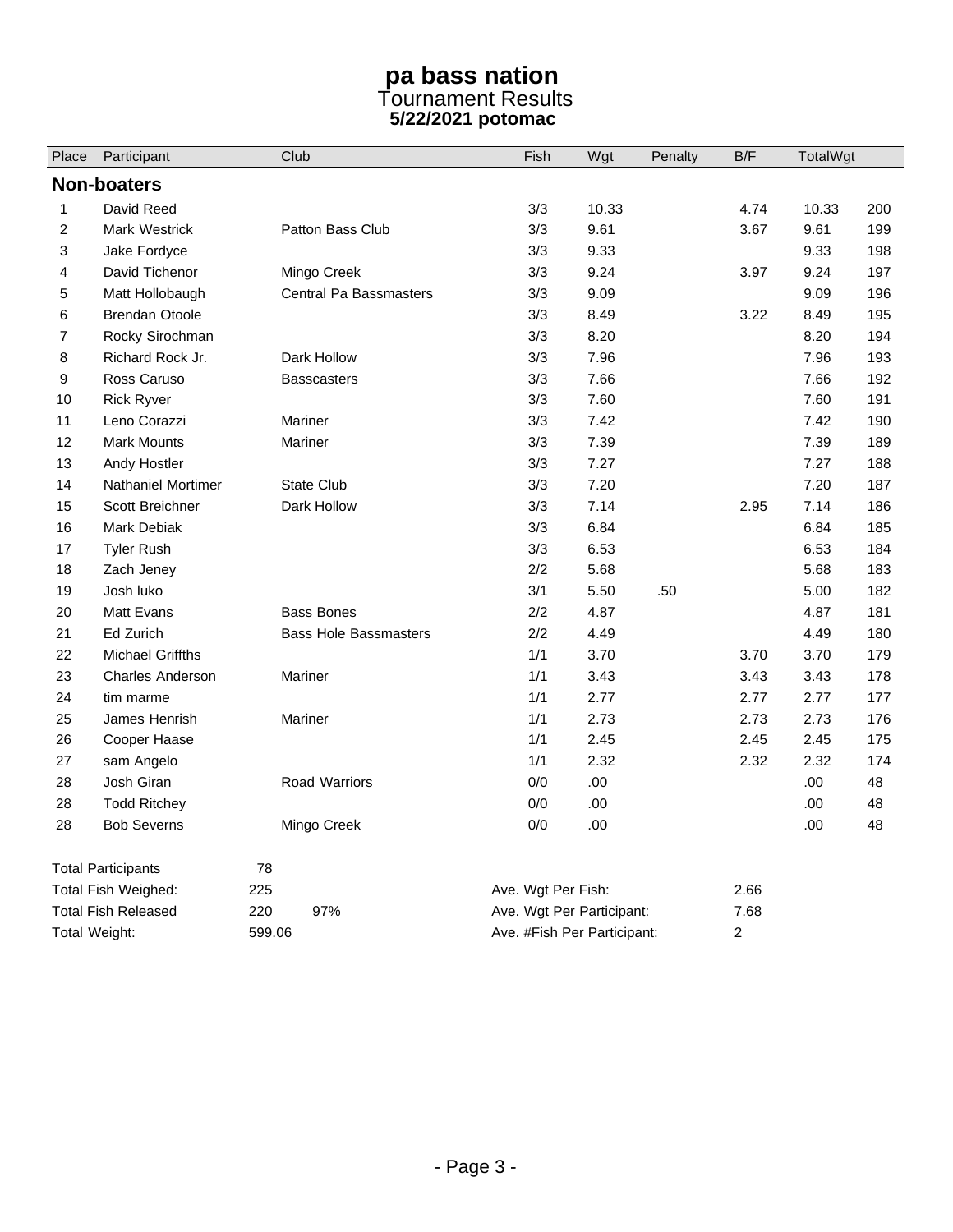# pa bass nation
## Tournament Results
**5/22/2021 potomac**

| Place | Participant | Club | Fish | Wgt | Penalty | B/F | TotalWgt | |
|---|---|---|---|---|---|---|---|---|
| **Non-boaters** | | | | | | | | |
| 1 | David Reed | | 3/3 | 10.33 | | 4.74 | 10.33 | 200 |
| 2 | Mark Westrick | Patton Bass Club | 3/3 | 9.61 | | 3.67 | 9.61 | 199 |
| 3 | Jake Fordyce | | 3/3 | 9.33 | | | 9.33 | 198 |
| 4 | David Tichenor | Mingo Creek | 3/3 | 9.24 | | 3.97 | 9.24 | 197 |
| 5 | Matt Hollobaugh | Central Pa Bassmasters | 3/3 | 9.09 | | | 9.09 | 196 |
| 6 | Brendan Otoole | | 3/3 | 8.49 | | 3.22 | 8.49 | 195 |
| 7 | Rocky Sirochman | | 3/3 | 8.20 | | | 8.20 | 194 |
| 8 | Richard Rock Jr. | Dark Hollow | 3/3 | 7.96 | | | 7.96 | 193 |
| 9 | Ross Caruso | Basscasters | 3/3 | 7.66 | | | 7.66 | 192 |
| 10 | Rick Ryver | | 3/3 | 7.60 | | | 7.60 | 191 |
| 11 | Leno Corazzi | Mariner | 3/3 | 7.42 | | | 7.42 | 190 |
| 12 | Mark Mounts | Mariner | 3/3 | 7.39 | | | 7.39 | 189 |
| 13 | Andy Hostler | | 3/3 | 7.27 | | | 7.27 | 188 |
| 14 | Nathaniel Mortimer | State Club | 3/3 | 7.20 | | | 7.20 | 187 |
| 15 | Scott Breichner | Dark Hollow | 3/3 | 7.14 | | 2.95 | 7.14 | 186 |
| 16 | Mark Debiak | | 3/3 | 6.84 | | | 6.84 | 185 |
| 17 | Tyler Rush | | 3/3 | 6.53 | | | 6.53 | 184 |
| 18 | Zach Jeney | | 2/2 | 5.68 | | | 5.68 | 183 |
| 19 | Josh Iuko | | 3/1 | 5.50 | .50 | | 5.00 | 182 |
| 20 | Matt Evans | Bass Bones | 2/2 | 4.87 | | | 4.87 | 181 |
| 21 | Ed Zurich | Bass Hole Bassmasters | 2/2 | 4.49 | | | 4.49 | 180 |
| 22 | Michael Griffths | | 1/1 | 3.70 | | 3.70 | 3.70 | 179 |
| 23 | Charles Anderson | Mariner | 1/1 | 3.43 | | 3.43 | 3.43 | 178 |
| 24 | tim marme | | 1/1 | 2.77 | | 2.77 | 2.77 | 177 |
| 25 | James Henrish | Mariner | 1/1 | 2.73 | | 2.73 | 2.73 | 176 |
| 26 | Cooper Haase | | 1/1 | 2.45 | | 2.45 | 2.45 | 175 |
| 27 | sam Angelo | | 1/1 | 2.32 | | 2.32 | 2.32 | 174 |
| 28 | Josh Giran | Road Warriors | 0/0 | .00 | | | .00 | 48 |
| 28 | Todd Ritchey | | 0/0 | .00 | | | .00 | 48 |
| 28 | Bob Severns | Mingo Creek | 0/0 | .00 | | | .00 | 48 |

| | | | | |
|---|---|---|---|---|
| Total Participants | 78 | | | |
| Total Fish Weighed: | 225 | | Ave. Wgt Per Fish: | 2.66 |
| Total Fish Released | 220 | 97% | Ave. Wgt Per Participant: | 7.68 |
| Total Weight: | 599.06 | | Ave. #Fish Per Participant: | 2 |